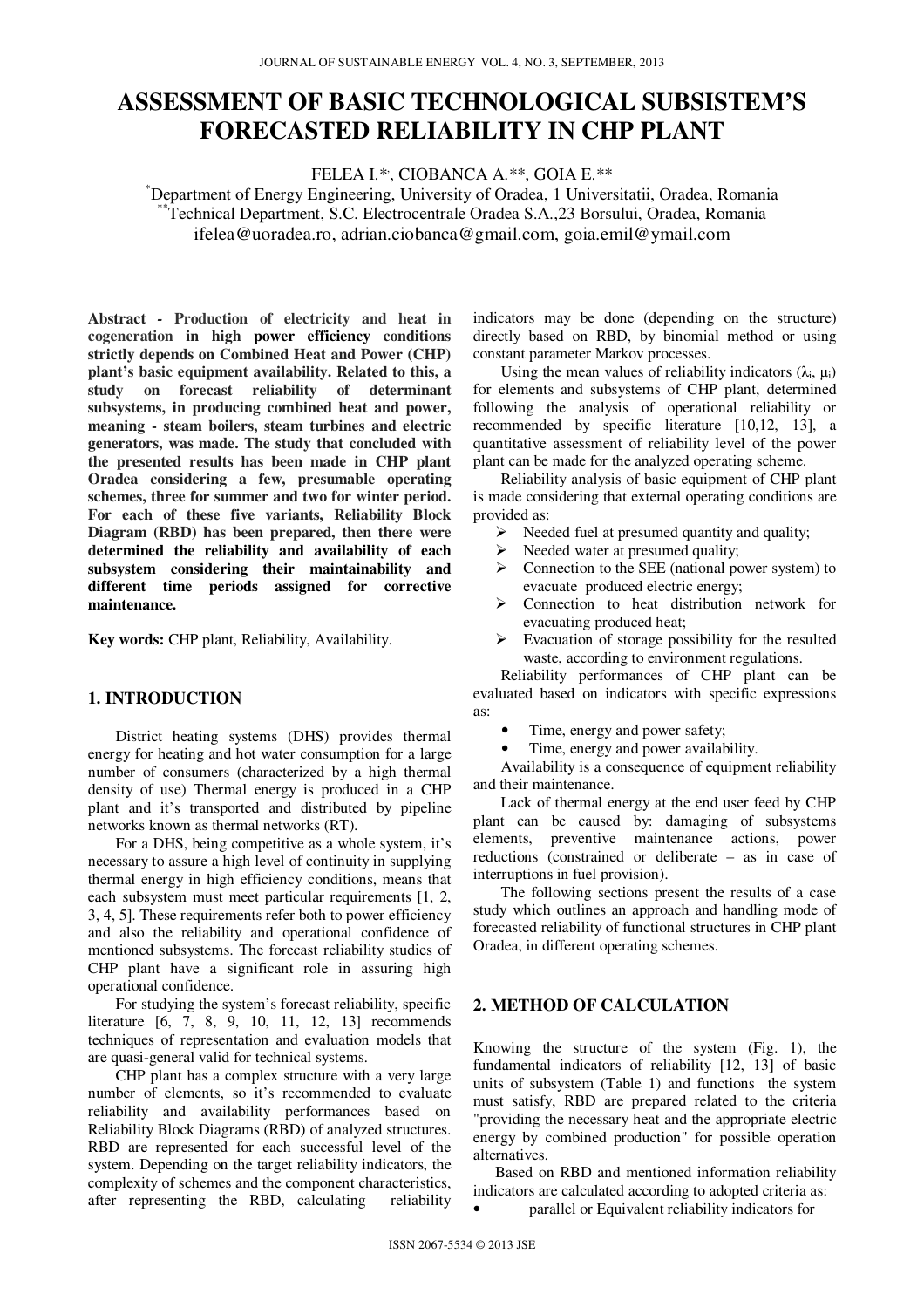# ASSESSMENT OF BASIC TECHNOLOGICAL SUBSISTEM'S FORECASTED RELIABILITY IN CHP PLANT

FELEA I.*, CIOBANCA A.**, GOIA E.**

*Department of Energy Engineering, University of Oradea, 1 Universitatii, Oradea, Romania
**Technical Department, S.C. Electrocentrale Oradea S.A.,23 Borsului, Oradea, Romania
ifelea@uoradea.ro, adrian.ciobanca@gmail.com, goia.emil@ymail.com

**Abstract - Production of electricity and heat in cogeneration in high power efficiency conditions strictly depends on Combined Heat and Power (CHP) plant's basic equipment availability. Related to this, a study on forecast reliability of determinant subsystems, in producing combined heat and power, meaning - steam boilers, steam turbines and electric generators, was made. The study that concluded with the presented results has been made in CHP plant Oradea considering a few, presumable operating schemes, three for summer and two for winter period. For each of these five variants, Reliability Block Diagram (RBD) has been prepared, then there were determined the reliability and availability of each subsystem considering their maintainability and different time periods assigned for corrective maintenance.**

**Key words:** CHP plant, Reliability, Availability.

## 1. INTRODUCTION

District heating systems (DHS) provides thermal energy for heating and hot water consumption for a large number of consumers (characterized by a high thermal density of use) Thermal energy is produced in a CHP plant and it's transported and distributed by pipeline networks known as thermal networks (RT).

For a DHS, being competitive as a whole system, it's necessary to assure a high level of continuity in supplying thermal energy in high efficiency conditions, means that each subsystem must meet particular requirements [1, 2, 3, 4, 5]. These requirements refer both to power efficiency and also the reliability and operational confidence of mentioned subsystems. The forecast reliability studies of CHP plant have a significant role in assuring high operational confidence.

For studying the system's forecast reliability, specific literature [6, 7, 8, 9, 10, 11, 12, 13] recommends techniques of representation and evaluation models that are quasi-general valid for technical systems.

CHP plant has a complex structure with a very large number of elements, so it's recommended to evaluate reliability and availability performances based on Reliability Block Diagrams (RBD) of analyzed structures. RBD are represented for each successful level of the system. Depending on the target reliability indicators, the complexity of schemes and the component characteristics, after representing the RBD, calculating reliability indicators may be done (depending on the structure) directly based on RBD, by binomial method or using constant parameter Markov processes.

Using the mean values of reliability indicators ($\lambda_i$, $\mu_i$) for elements and subsystems of CHP plant, determined following the analysis of operational reliability or recommended by specific literature [10,12, 13], a quantitative assessment of reliability level of the power plant can be made for the analyzed operating scheme.

Reliability analysis of basic equipment of CHP plant is made considering that external operating conditions are provided as:

- Needed fuel at presumed quantity and quality;
- Needed water at presumed quality;
- Connection to the SEE (national power system) to evacuate produced electric energy;
- Connection to heat distribution network for evacuating produced heat;
- Evacuation of storage possibility for the resulted waste, according to environment regulations.

Reliability performances of CHP plant can be evaluated based on indicators with specific expressions as:

- Time, energy and power safety;
- Time, energy and power availability.

Availability is a consequence of equipment reliability and their maintenance.

Lack of thermal energy at the end user feed by CHP plant can be caused by: damaging of subsystems elements, preventive maintenance actions, power reductions (constrained or deliberate – as in case of interruptions in fuel provision).

The following sections present the results of a case study which outlines an approach and handling mode of forecasted reliability of functional structures in CHP plant Oradea, in different operating schemes.

## 2. METHOD OF CALCULATION

Knowing the structure of the system (Fig. 1), the fundamental indicators of reliability [12, 13] of basic units of subsystem (Table 1) and functions the system must satisfy, RBD are prepared related to the criteria "providing the necessary heat and the appropriate electric energy by combined production" for possible operation alternatives.

Based on RBD and mentioned information reliability indicators are calculated according to adopted criteria as:

- parallel or Equivalent reliability indicators for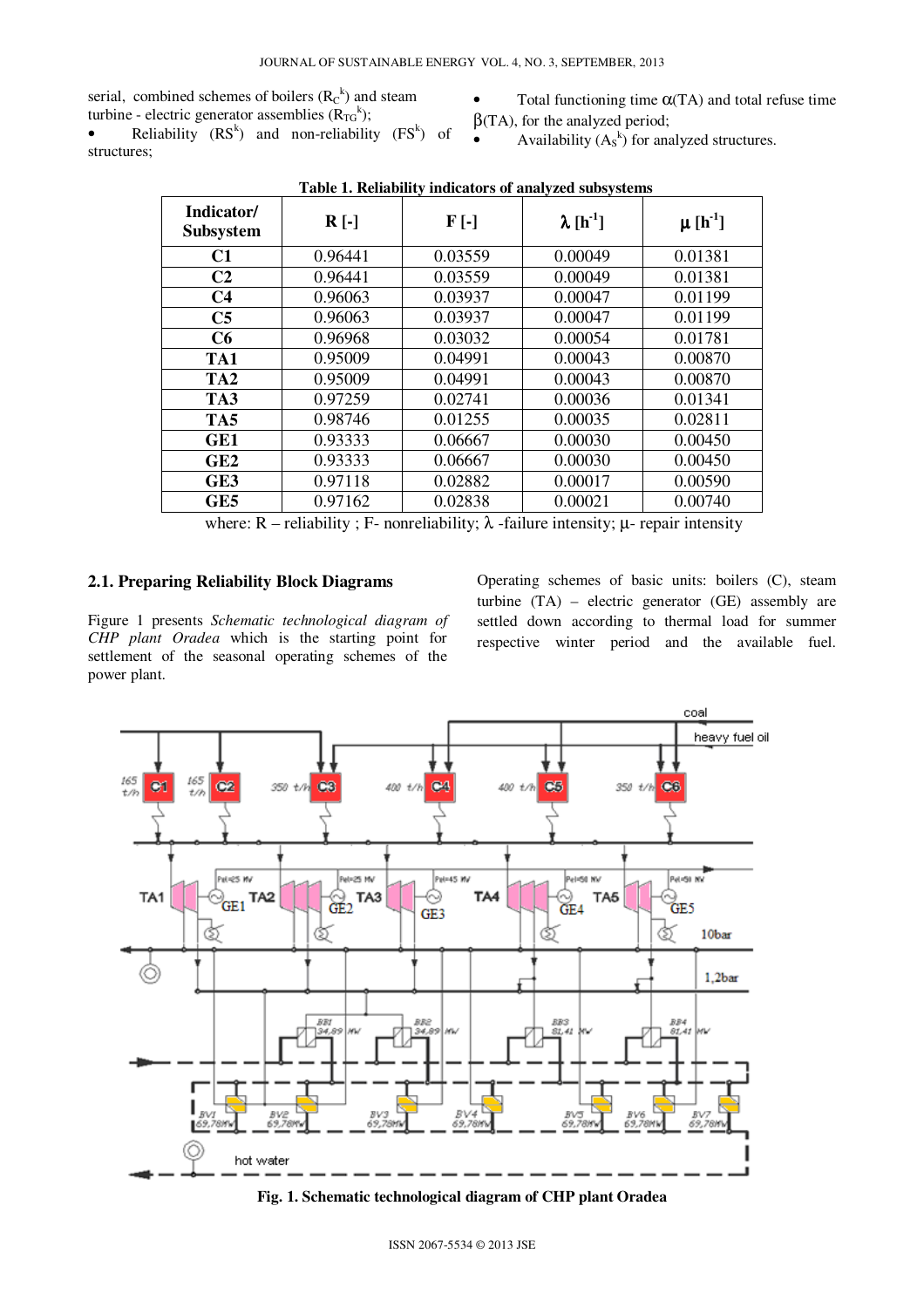serial, combined schemes of boilers ($R_C^k$) and steam turbine - electric generator assemblies ($R_{TG}^k$);

- Reliability ($RS^k$) and non-reliability ($FS^k$) of structures;
- Total functioning time $\alpha$(TA) and total refuse time $\beta$(TA), for the analyzed period;
- Availability ($A_S^k$) for analyzed structures.

**Table 1. Reliability indicators of analyzed subsystems**

| Indicator/ Subsystem | R [-] | F [-] | $\lambda$ [$h^{-1}$] | $\mu$ [$h^{-1}$] |
|---|---|---|---|---|
| **C1** | 0.96441 | 0.03559 | 0.00049 | 0.01381 |
| **C2** | 0.96441 | 0.03559 | 0.00049 | 0.01381 |
| **C4** | 0.96063 | 0.03937 | 0.00047 | 0.01199 |
| **C5** | 0.96063 | 0.03937 | 0.00047 | 0.01199 |
| **C6** | 0.96968 | 0.03032 | 0.00054 | 0.01781 |
| **TA1** | 0.95009 | 0.04991 | 0.00043 | 0.00870 |
| **TA2** | 0.95009 | 0.04991 | 0.00043 | 0.00870 |
| **TA3** | 0.97259 | 0.02741 | 0.00036 | 0.01341 |
| **TA5** | 0.98746 | 0.01255 | 0.00035 | 0.02811 |
| **GE1** | 0.93333 | 0.06667 | 0.00030 | 0.00450 |
| **GE2** | 0.93333 | 0.06667 | 0.00030 | 0.00450 |
| **GE3** | 0.97118 | 0.02882 | 0.00017 | 0.00590 |
| **GE5** | 0.97162 | 0.02838 | 0.00021 | 0.00740 |

where: R – reliability ; F- nonreliability; $\lambda$ -failure intensity; $\mu$- repair intensity

## 2.1. Preparing Reliability Block Diagrams

Figure 1 presents *Schematic technological diagram of CHP plant Oradea* which is the starting point for settlement of the seasonal operating schemes of the power plant.

Operating schemes of basic units: boilers (C), steam turbine (TA) – electric generator (GE) assembly are settled down according to thermal load for summer respective winter period and the available fuel.

**Fig. 1. Schematic technological diagram of CHP plant Oradea**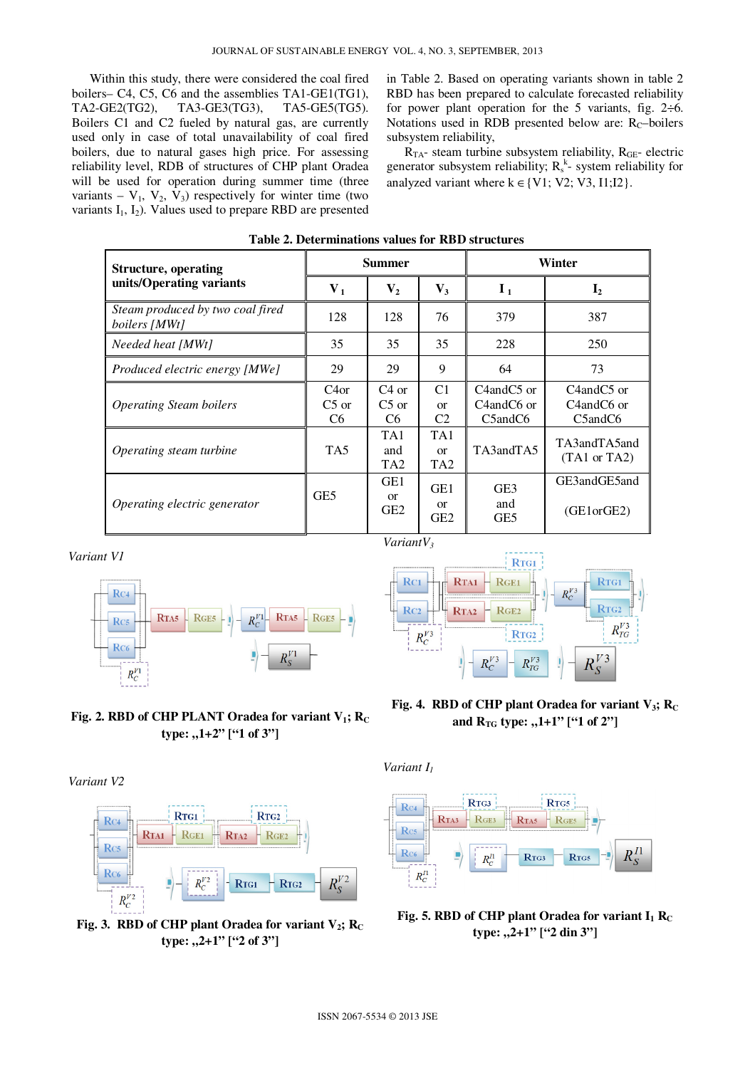Within this study, there were considered the coal fired boilers– C4, C5, C6 and the assemblies TA1-GE1(TG1), TA2-GE2(TG2), TA3-GE3(TG3), TA5-GE5(TG5). Boilers C1 and C2 fueled by natural gas, are currently used only in case of total unavailability of coal fired boilers, due to natural gases high price. For assessing reliability level, RDB of structures of CHP plant Oradea will be used for operation during summer time (three variants – $V_1$, $V_2$, $V_3$) respectively for winter time (two variants $I_1$, $I_2$). Values used to prepare RBD are presented in Table 2. Based on operating variants shown in table 2 RBD has been prepared to calculate forecasted reliability for power plant operation for the 5 variants, fig. 2÷6. Notations used in RDB presented below are: $R_C$–boilers subsystem reliability,

$R_{TA}$- steam turbine subsystem reliability, $R_{GE}$- electric generator subsystem reliability; $R_s^k$- system reliability for analyzed variant where k ∈{V1; V2; V3, I1;I2}.

**Table 2. Determinations values for RBD structures**

| Structure, operating units/Operating variants | Summer | | | Winter | |
|---|---|---|---|---|---|
| | $V_1$ | $V_2$ | $V_3$ | $I_1$ | $I_2$ |
| *Steam produced by two coal fired boilers [MWt]* | 128 | 128 | 76 | 379 | 387 |
| *Needed heat [MWt]* | 35 | 35 | 35 | 228 | 250 |
| *Produced electric energy [MWe]* | 29 | 29 | 9 | 64 | 73 |
| *Operating Steam boilers* | C4or C5 or C6 | C4 or C5 or C6 | C1 or C2 | C4andC5 or C4andC6 or C5andC6 | C4andC5 or C4andC6 or C5andC6 |
| *Operating steam turbine* | TA5 | TA1 and TA2 | TA1 or TA2 | TA3andTA5 | TA3andTA5and (TA1 or TA2) |
| *Operating electric generator* | GE5 | GE1 or GE2 | GE1 or GE2 | GE3 and GE5 | GE3andGE5and (GE1orGE2) |

Variant V1

Fig. 2. RBD of CHP PLANT Oradea for variant $V_1$; $R_C$ type: „1+2" ["1 of 3"]

Variant V2

Fig. 3. RBD of CHP plant Oradea for variant $V_2$; $R_C$ type: „2+1" ["2 of 3"]

Variant $V_3$

Fig. 4. RBD of CHP plant Oradea for variant $V_3$; $R_C$ and $R_{TG}$ type: „1+1" ["1 of 2"]

Variant $I_1$

Fig. 5. RBD of CHP plant Oradea for variant $I_1$ $R_C$ type: „2+1" ["2 din 3"]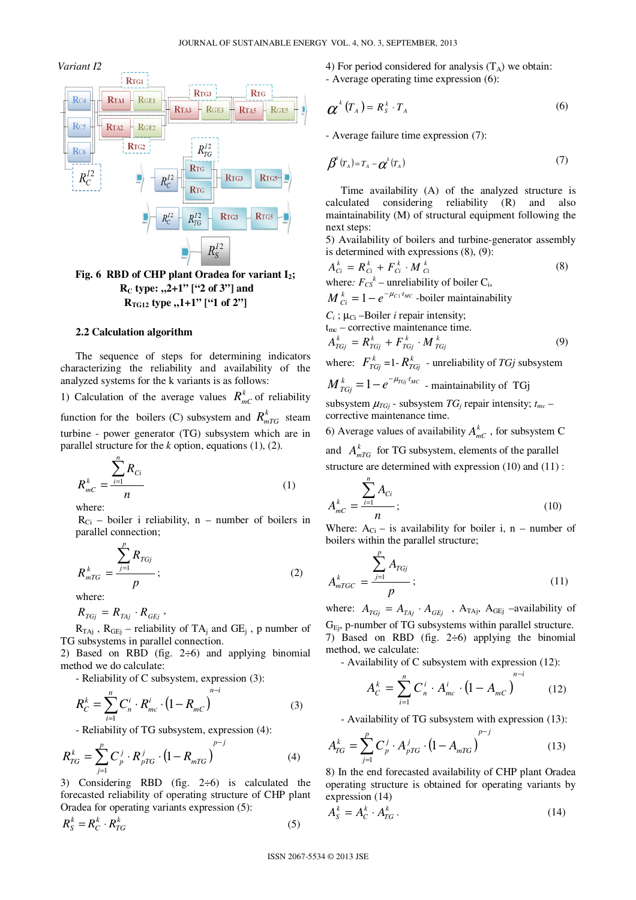Variant I2

Fig. 6 RBD of CHP plant Oradea for variant I2; $R_C$ type: „2+1" ["2 of 3"] and $R_{TG12}$ type „1+1" ["1 of 2"]

## 2.2 Calculation algorithm

The sequence of steps for determining indicators characterizing the reliability and availability of the analyzed systems for the k variants is as follows:

1) Calculation of the average values $R^k_{mC}$ of reliability function for the boilers (C) subsystem and $R^k_{mTG}$ steam turbine - power generator (TG) subsystem which are in parallel structure for the *k* option, equations (1), (2).

$$R^k_{mC} = \frac{\sum_{i=1}^{n} R_{Ci}}{n} \tag{1}$$

where:

$R_{Ci}$ – boiler i reliability, n – number of boilers in parallel connection;

$$R^k_{mTG} = \frac{\sum_{j=1}^{p} R_{TGj}}{p}; \tag{2}$$

where:

$R_{TGj} = R_{TAj} \cdot R_{GEj}$,

$R_{TAj}$, $R_{GEj}$ – reliability of $TA_j$ and $GE_j$, p number of TG subsystems in parallel connection.

2) Based on RBD (fig. 2÷6) and applying binomial method we do calculate:

- Reliability of C subsystem, expression (3):

$$R^k_C = \sum_{i=1}^{n} C^i_n \cdot R^i_{mc} \cdot \left(1 - R_{mC}\right)^{n-i} \tag{3}$$

- Reliability of TG subsystem, expression (4):

$$R^k_{TG} = \sum_{j=1}^{p} C^j_p \cdot R^j_{pTG} \cdot \left(1 - R_{mTG}\right)^{p-j} \tag{4}$$

3) Considering RBD (fig. 2÷6) is calculated the forecasted reliability of operating structure of CHP plant Oradea for operating variants expression (5):

$$R^k_S = R^k_C \cdot R^k_{TG} \tag{5}$$

4) For period considered for analysis ($T_A$) we obtain:

- Average operating time expression (6):

$$\alpha^k(T_A) = R^k_S \cdot T_A \tag{6}$$

- Average failure time expression (7):

$$\beta^k(T_A) = T_A - \alpha^k(T_A) \tag{7}$$

Time availability (A) of the analyzed structure is calculated considering reliability (R) and also maintainability (M) of structural equipment following the next steps:

5) Availability of boilers and turbine-generator assembly is determined with expressions (8), (9):

$$A^k_{Ci} = R^k_{Ci} + F^k_{Ci} \cdot M^k_{Ci} \tag{8}$$

where: $F^k_{CS}$ – unreliability of boiler $C_i$,

$M^k_{Ci} = 1 - e^{-\mu_{Ci} \cdot t_{MC}}$ -boiler maintainability

$C_i$ ; $\mu_{Ci}$ –Boiler *i* repair intensity;

$t_{mc}$ – corrective maintenance time.

$$A^k_{TGj} = R^k_{TGj} + F^k_{TGj} \cdot M^k_{TGj} \tag{9}$$

where: $F^k_{TGj} = 1 - R^k_{TGj}$ - unreliability of *TGj* subsystem

$M^k_{TGj} = 1 - e^{-\mu_{TGj} \cdot t_{MC}}$ - maintainability of TGj subsystem $\mu_{TGj}$ - subsystem $TG_j$ repair intensity; $t_{mc}$ – corrective maintenance time.

6) Average values of availability $A^k_{mC}$, for subsystem C and $A^k_{mTG}$ for TG subsystem, elements of the parallel structure are determined with expression (10) and (11) :

$$A^k_{mC} = \frac{\sum_{i=1}^{n} A_{Ci}}{n}; \tag{10}$$

Where: $A_{Ci}$ – is availability for boiler i, n – number of boilers within the parallel structure;

$$A^k_{mTGC} = \frac{\sum_{j=1}^{p} A_{TGj}}{p}; \tag{11}$$

where: $A_{TGj} = A_{TAj} \cdot A_{GEj}$, $A_{TAj}$, $A_{GEj}$ –availability of $G_{Ej}$, p-number of TG subsystems within parallel structure.

7) Based on RBD (fig. 2÷6) applying the binomial method, we calculate:

- Availability of C subsystem with expression (12):

$$A^k_C = \sum_{i=1}^{n} C^i_n \cdot A^i_{mc} \cdot \left(1 - A_{mC}\right)^{n-i} \tag{12}$$

- Availability of TG subsystem with expression (13):

$$A^k_{TG} = \sum_{j=1}^{p} C^j_p \cdot A^j_{pTG} \cdot \left(1 - A_{mTG}\right)^{p-j} \tag{13}$$

8) In the end forecasted availability of CHP plant Oradea operating structure is obtained for operating variants by expression (14)

$$A^k_S = A^k_C \cdot A^k_{TG}. \tag{14}$$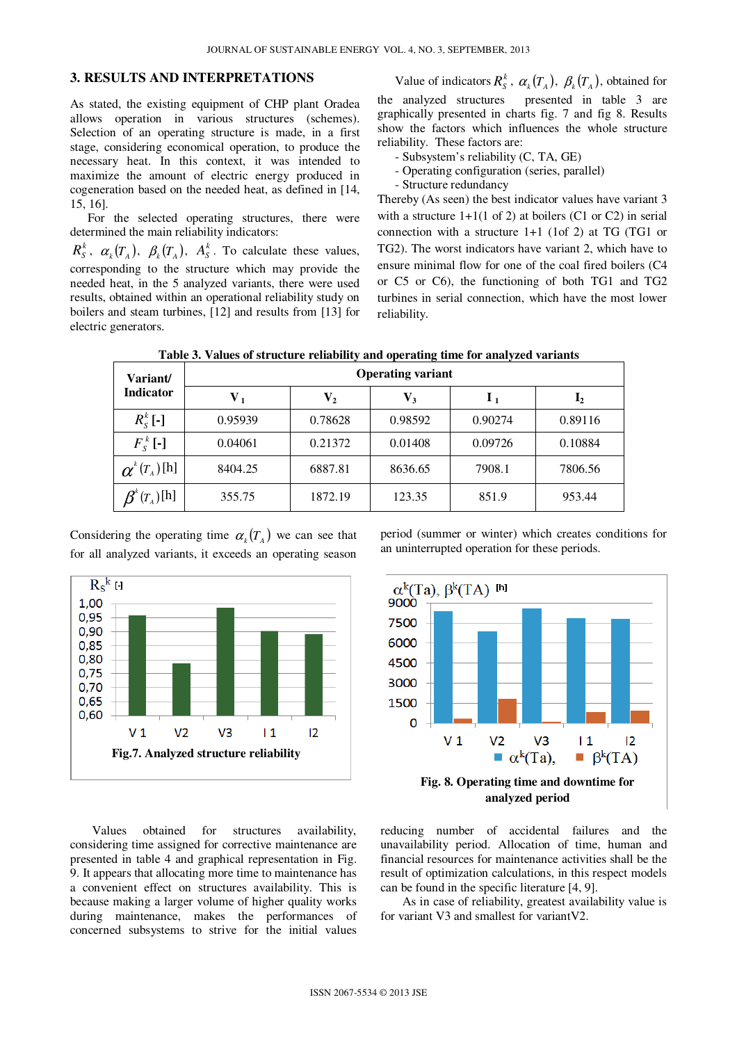## 3. RESULTS AND INTERPRETATIONS

As stated, the existing equipment of CHP plant Oradea allows operation in various structures (schemes). Selection of an operating structure is made, in a first stage, considering economical operation, to produce the necessary heat. In this context, it was intended to maximize the amount of electric energy produced in cogeneration based on the needed heat, as defined in [14, 15, 16].

For the selected operating structures, there were determined the main reliability indicators:

$R_S^k$, $\alpha_k(T_A)$, $\beta_k(T_A)$, $A_S^k$. To calculate these values, corresponding to the structure which may provide the needed heat, in the 5 analyzed variants, there were used results, obtained within an operational reliability study on boilers and steam turbines, [12] and results from [13] for electric generators.

Value of indicators $R_S^k$, $\alpha_k(T_A)$, $\beta_k(T_A)$, obtained for the analyzed structures presented in table 3 are graphically presented in charts fig. 7 and fig 8. Results show the factors which influences the whole structure reliability. These factors are:

- Subsystem's reliability (C, TA, GE)
- Operating configuration (series, parallel)
- Structure redundancy

Thereby (As seen) the best indicator values have variant 3 with a structure 1+1(1 of 2) at boilers (C1 or C2) in serial connection with a structure 1+1 (1of 2) at TG (TG1 or TG2). The worst indicators have variant 2, which have to ensure minimal flow for one of the coal fired boilers (C4 or C5 or C6), the functioning of both TG1 and TG2 turbines in serial connection, which have the most lower reliability.

**Table 3. Values of structure reliability and operating time for analyzed variants**

| Variant/ Indicator | Operating variant | | | | |
|---|---|---|---|---|---|
| | $V_1$ | $V_2$ | $V_3$ | $I_1$ | $I_2$ |
| $R_S^k$ [-] | 0.95939 | 0.78628 | 0.98592 | 0.90274 | 0.89116 |
| $F_S^k$ [-] | 0.04061 | 0.21372 | 0.01408 | 0.09726 | 0.10884 |
| $\alpha^k(T_A)$ [h] | 8404.25 | 6887.81 | 8636.65 | 7908.1 | 7806.56 |
| $\beta^k(T_A)$ [h] | 355.75 | 1872.19 | 123.35 | 851.9 | 953.44 |

Considering the operating time $\alpha_k(T_A)$ we can see that for all analyzed variants, it exceeds an operating season period (summer or winter) which creates conditions for an uninterrupted operation for these periods.

**Fig.7. Analyzed structure reliability**

**Fig. 8. Operating time and downtime for analyzed period**

Values obtained for structures availability, considering time assigned for corrective maintenance are presented in table 4 and graphical representation in Fig. 9. It appears that allocating more time to maintenance has a convenient effect on structures availability. This is because making a larger volume of higher quality works during maintenance, makes the performances of concerned subsystems to strive for the initial values reducing number of accidental failures and the unavailability period. Allocation of time, human and financial resources for maintenance activities shall be the result of optimization calculations, in this respect models can be found in the specific literature [4, 9].

As in case of reliability, greatest availability value is for variant V3 and smallest for variantV2.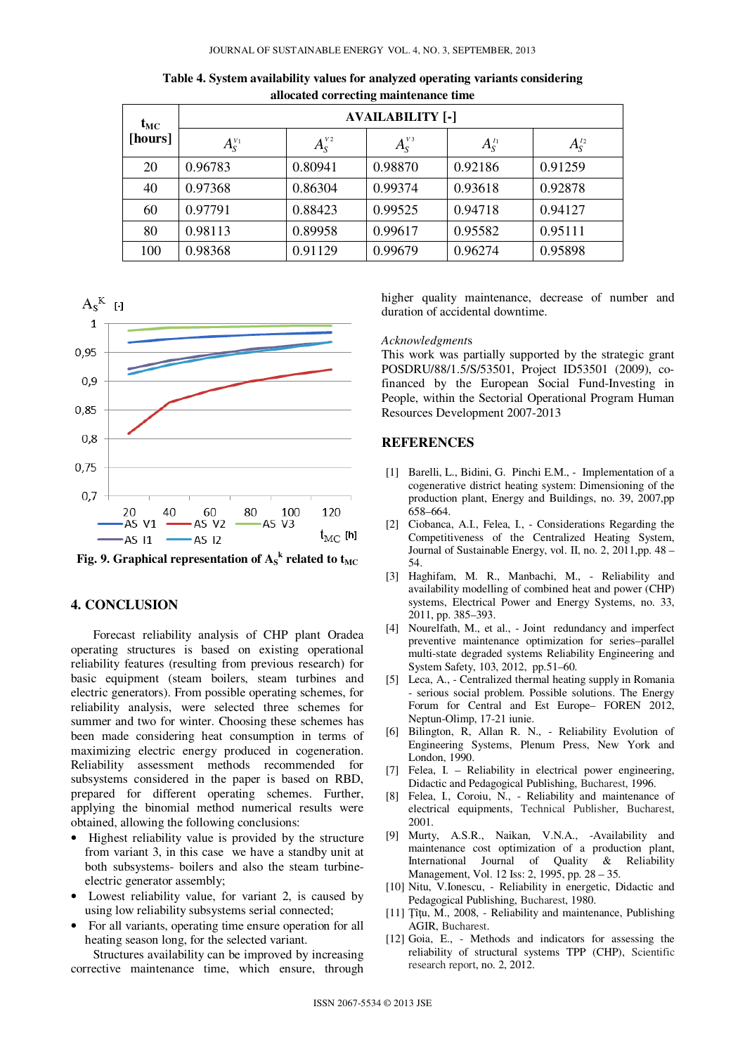**Table 4. System availability values for analyzed operating variants considering allocated correcting maintenance time**

| $t_{MC}$ [hours] | AVAILABILITY [-] | | | | |
|---|---|---|---|---|---|
| | $A_S^{V1}$ | $A_S^{V2}$ | $A_S^{V3}$ | $A_S^{I1}$ | $A_S^{I2}$ |
| 20 | 0.96783 | 0.80941 | 0.98870 | 0.92186 | 0.91259 |
| 40 | 0.97368 | 0.86304 | 0.99374 | 0.93618 | 0.92878 |
| 60 | 0.97791 | 0.88423 | 0.99525 | 0.94718 | 0.94127 |
| 80 | 0.98113 | 0.89958 | 0.99617 | 0.95582 | 0.95111 |
| 100 | 0.98368 | 0.91129 | 0.99679 | 0.96274 | 0.95898 |

**Fig. 9. Graphical representation of $A_S^k$ related to $t_{MC}$**

## 4. CONCLUSION

Forecast reliability analysis of CHP plant Oradea operating structures is based on existing operational reliability features (resulting from previous research) for basic equipment (steam boilers, steam turbines and electric generators). From possible operating schemes, for reliability analysis, were selected three schemes for summer and two for winter. Choosing these schemes has been made considering heat consumption in terms of maximizing electric energy produced in cogeneration. Reliability assessment methods recommended for subsystems considered in the paper is based on RBD, prepared for different operating schemes. Further, applying the binomial method numerical results were obtained, allowing the following conclusions:

- Highest reliability value is provided by the structure from variant 3, in this case we have a standby unit at both subsystems- boilers and also the steam turbine-electric generator assembly;
- Lowest reliability value, for variant 2, is caused by using low reliability subsystems serial connected;
- For all variants, operating time ensure operation for all heating season long, for the selected variant.

Structures availability can be improved by increasing corrective maintenance time, which ensure, through higher quality maintenance, decrease of number and duration of accidental downtime.

*Acknowledgments*

This work was partially supported by the strategic grant POSDRU/88/1.5/S/53501, Project ID53501 (2009), co-financed by the European Social Fund-Investing in People, within the Sectorial Operational Program Human Resources Development 2007-2013

## REFERENCES

[1] Barelli, L., Bidini, G. Pinchi E.M., - Implementation of a cogenerative district heating system: Dimensioning of the production plant, Energy and Buildings, no. 39, 2007,pp 658–664.

[2] Ciobanca, A.I., Felea, I., - Considerations Regarding the Competitiveness of the Centralized Heating System, Journal of Sustainable Energy, vol. II, no. 2, 2011,pp. 48 – 54.

[3] Haghifam, M. R., Manbachi, M., - Reliability and availability modelling of combined heat and power (CHP) systems, Electrical Power and Energy Systems, no. 33, 2011, pp. 385–393.

[4] Nourelfath, M., et al., - Joint redundancy and imperfect preventive maintenance optimization for series–parallel multi-state degraded systems Reliability Engineering and System Safety, 103, 2012, pp.51–60.

[5] Leca, A., - Centralized thermal heating supply in Romania - serious social problem. Possible solutions. The Energy Forum for Central and Est Europe– FOREN 2012, Neptun-Olimp, 17-21 iunie.

[6] Bilington, R, Allan R. N., - Reliability Evolution of Engineering Systems, Plenum Press, New York and London, 1990.

[7] Felea, I. – Reliability in electrical power engineering, Didactic and Pedagogical Publishing, Bucharest, 1996.

[8] Felea, I., Coroiu, N., - Reliability and maintenance of electrical equipments, Technical Publisher, Bucharest, 2001.

[9] Murty, A.S.R., Naikan, V.N.A., -Availability and maintenance cost optimization of a production plant, International Journal of Quality & Reliability Management, Vol. 12 Iss: 2, 1995, pp. 28 – 35.

[10] Nitu, V.Ionescu, - Reliability in energetic, Didactic and Pedagogical Publishing, Bucharest, 1980.

[11] Ţîţu, M., 2008, - Reliability and maintenance, Publishing AGIR, Bucharest.

[12] Goia, E., - Methods and indicators for assessing the reliability of structural systems TPP (CHP), Scientific research report, no. 2, 2012.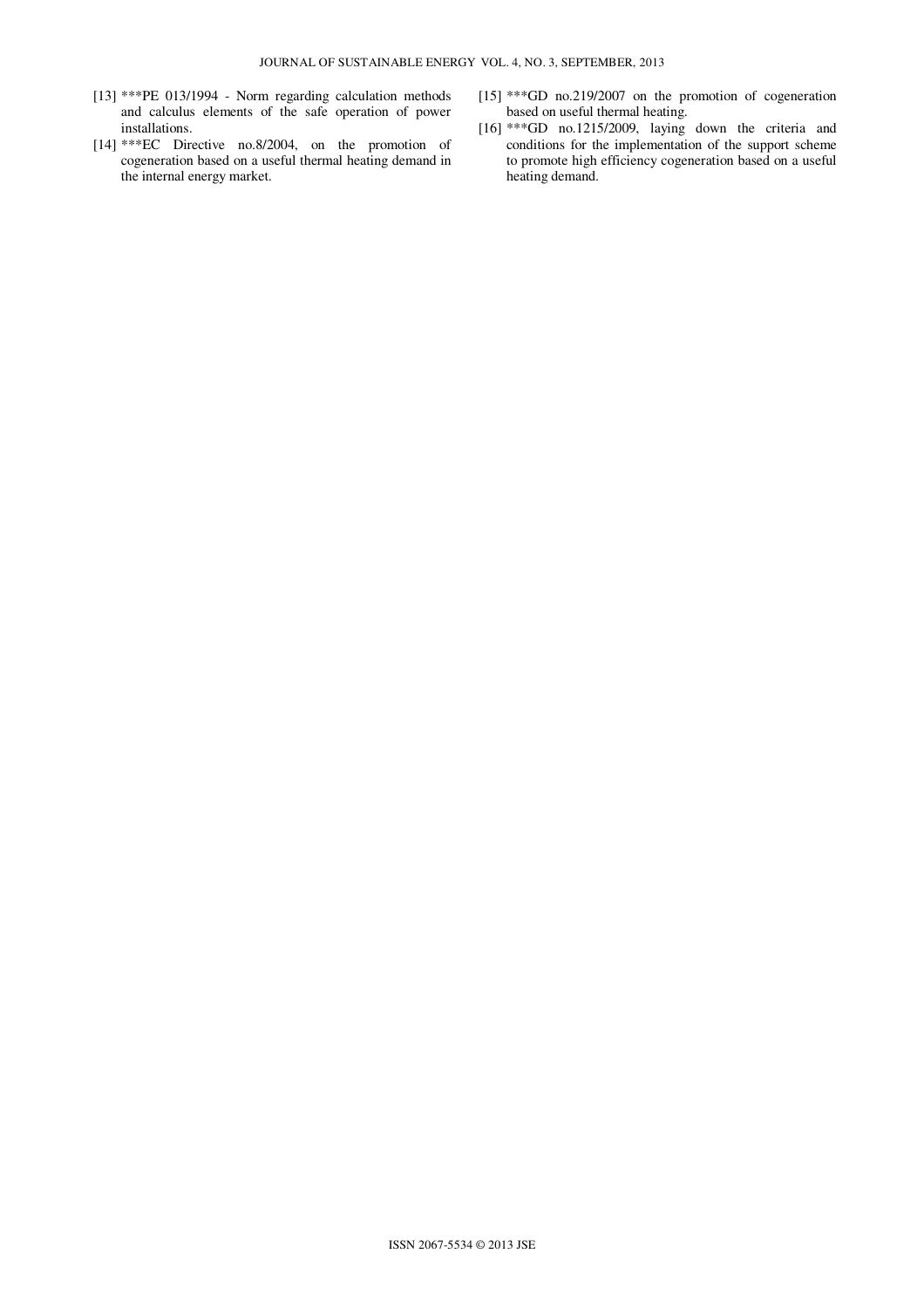[13] ***PE 013/1994 - Norm regarding calculation methods and calculus elements of the safe operation of power installations.

[14] ***EC Directive no.8/2004, on the promotion of cogeneration based on a useful thermal heating demand in the internal energy market.

[15] ***GD no.219/2007 on the promotion of cogeneration based on useful thermal heating.

[16] ***GD no.1215/2009, laying down the criteria and conditions for the implementation of the support scheme to promote high efficiency cogeneration based on a useful heating demand.